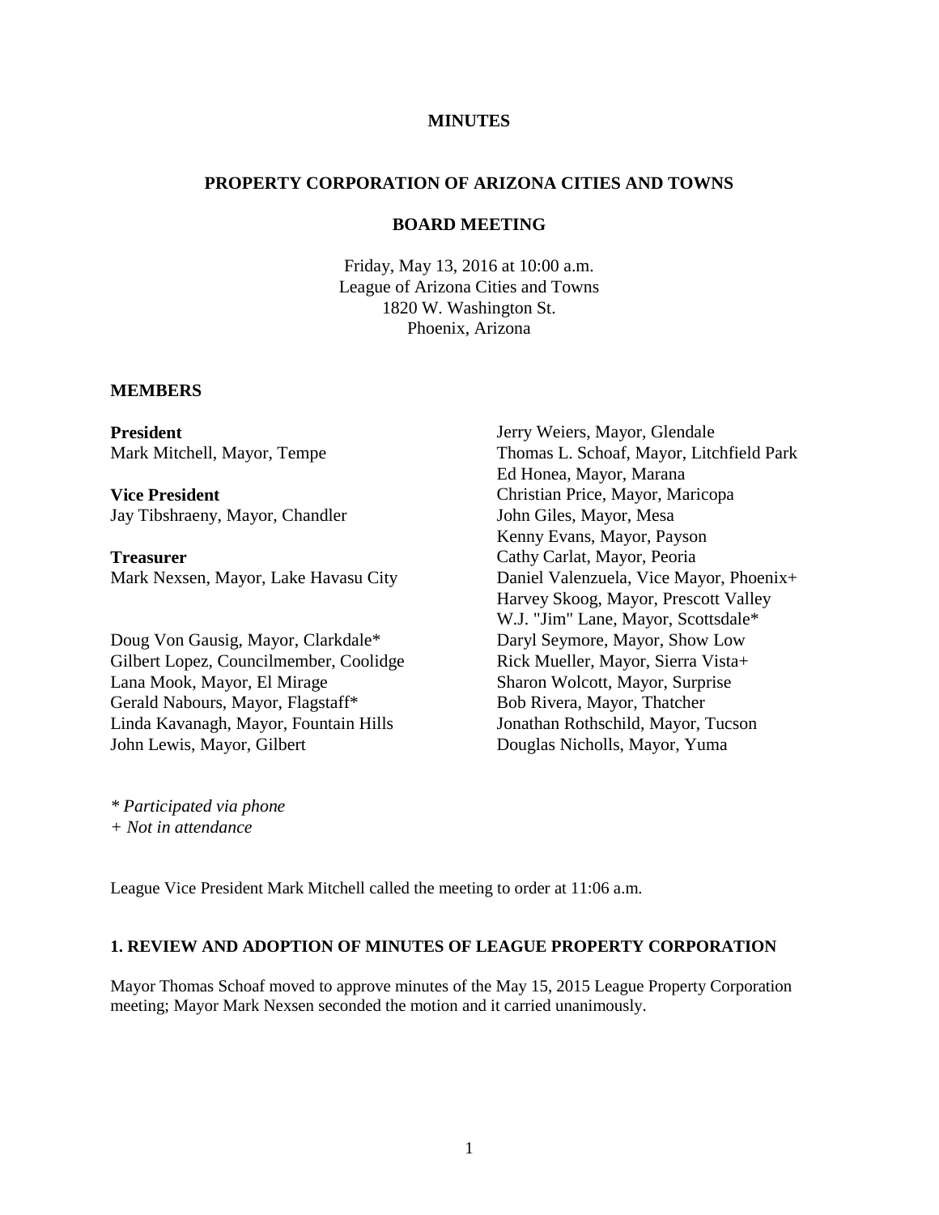**MINUTES**

**PROPERTY CORPORATION OF ARIZONA CITIES AND TOWNS**

**BOARD MEETING**

Friday, May 13, 2016 at 10:00 a.m.
League of Arizona Cities and Towns
1820 W. Washington St.
Phoenix, Arizona

**MEMBERS**

**President**
Mark Mitchell, Mayor, Tempe

**Vice President**
Jay Tibshraeny, Mayor, Chandler

**Treasurer**
Mark Nexsen, Mayor, Lake Havasu City

Doug Von Gausig, Mayor, Clarkdale*
Gilbert Lopez, Councilmember, Coolidge
Lana Mook, Mayor, El Mirage
Gerald Nabours, Mayor, Flagstaff*
Linda Kavanagh, Mayor, Fountain Hills
John Lewis, Mayor, Gilbert
Jerry Weiers, Mayor, Glendale
Thomas L. Schoaf, Mayor, Litchfield Park
Ed Honea, Mayor, Marana
Christian Price, Mayor, Maricopa
John Giles, Mayor, Mesa
Kenny Evans, Mayor, Payson
Cathy Carlat, Mayor, Peoria
Daniel Valenzuela, Vice Mayor, Phoenix+
Harvey Skoog, Mayor, Prescott Valley
W.J. "Jim" Lane, Mayor, Scottsdale*
Daryl Seymore, Mayor, Show Low
Rick Mueller, Mayor, Sierra Vista+
Sharon Wolcott, Mayor, Surprise
Bob Rivera, Mayor, Thatcher
Jonathan Rothschild, Mayor, Tucson
Douglas Nicholls, Mayor, Yuma

*\* Participated via phone*
*+ Not in attendance*

League Vice President Mark Mitchell called the meeting to order at 11:06 a.m.

**1. REVIEW AND ADOPTION OF MINUTES OF LEAGUE PROPERTY CORPORATION**

Mayor Thomas Schoaf moved to approve minutes of the May 15, 2015 League Property Corporation meeting; Mayor Mark Nexsen seconded the motion and it carried unanimously.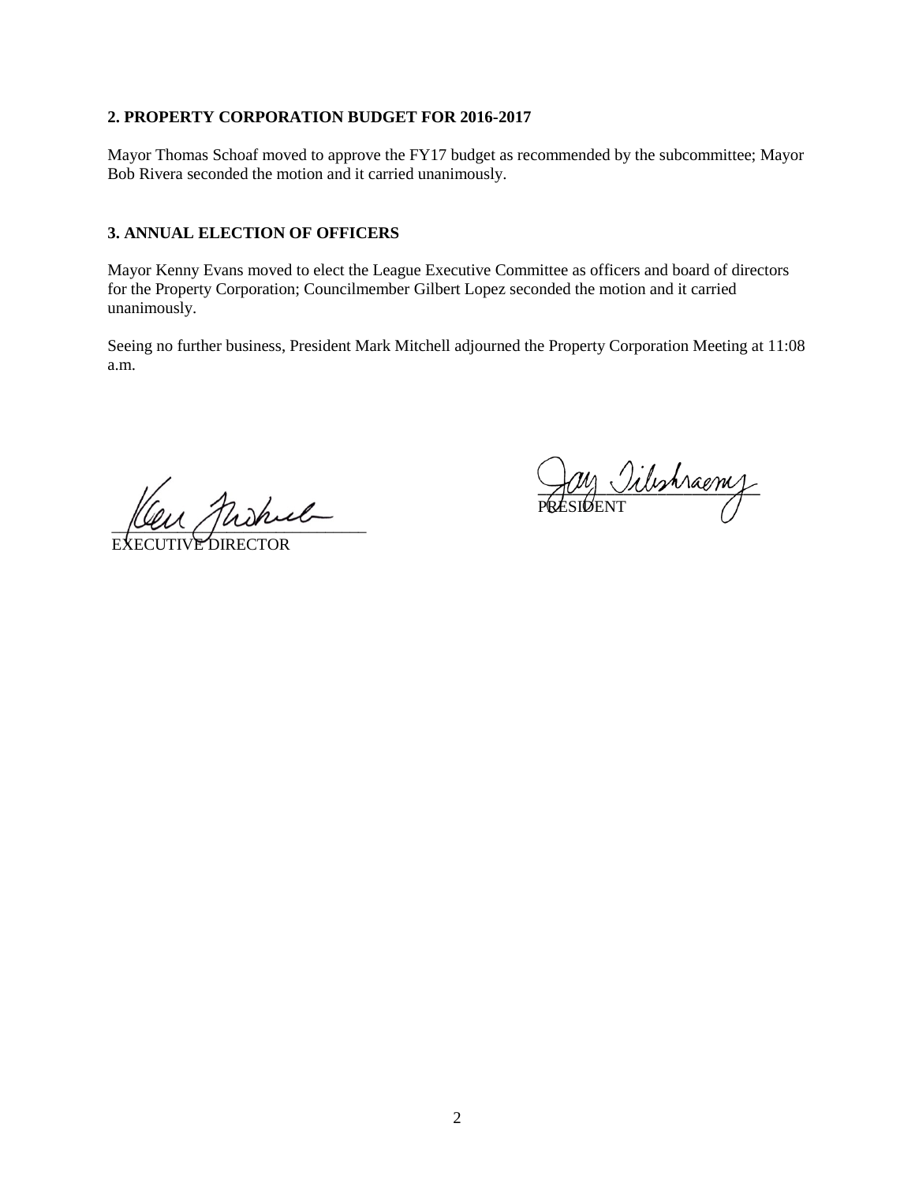**2. PROPERTY CORPORATION BUDGET FOR 2016-2017**

Mayor Thomas Schoaf moved to approve the FY17 budget as recommended by the subcommittee; Mayor Bob Rivera seconded the motion and it carried unanimously.

**3. ANNUAL ELECTION OF OFFICERS**

Mayor Kenny Evans moved to elect the League Executive Committee as officers and board of directors for the Property Corporation; Councilmember Gilbert Lopez seconded the motion and it carried unanimously.

Seeing no further business, President Mark Mitchell adjourned the Property Corporation Meeting at 11:08 a.m.

\_\_\_\_\_\_\_\_\_\_\_\_\_\_\_\_\_\_\_\_\_\_\_\_\_\_\_\_
EXECUTIVE DIRECTOR

\_\_\_\_\_\_\_\_\_\_\_\_\_\_\_\_\_\_\_\_\_\_\_\_\_\_\_\_
PRESIDENT